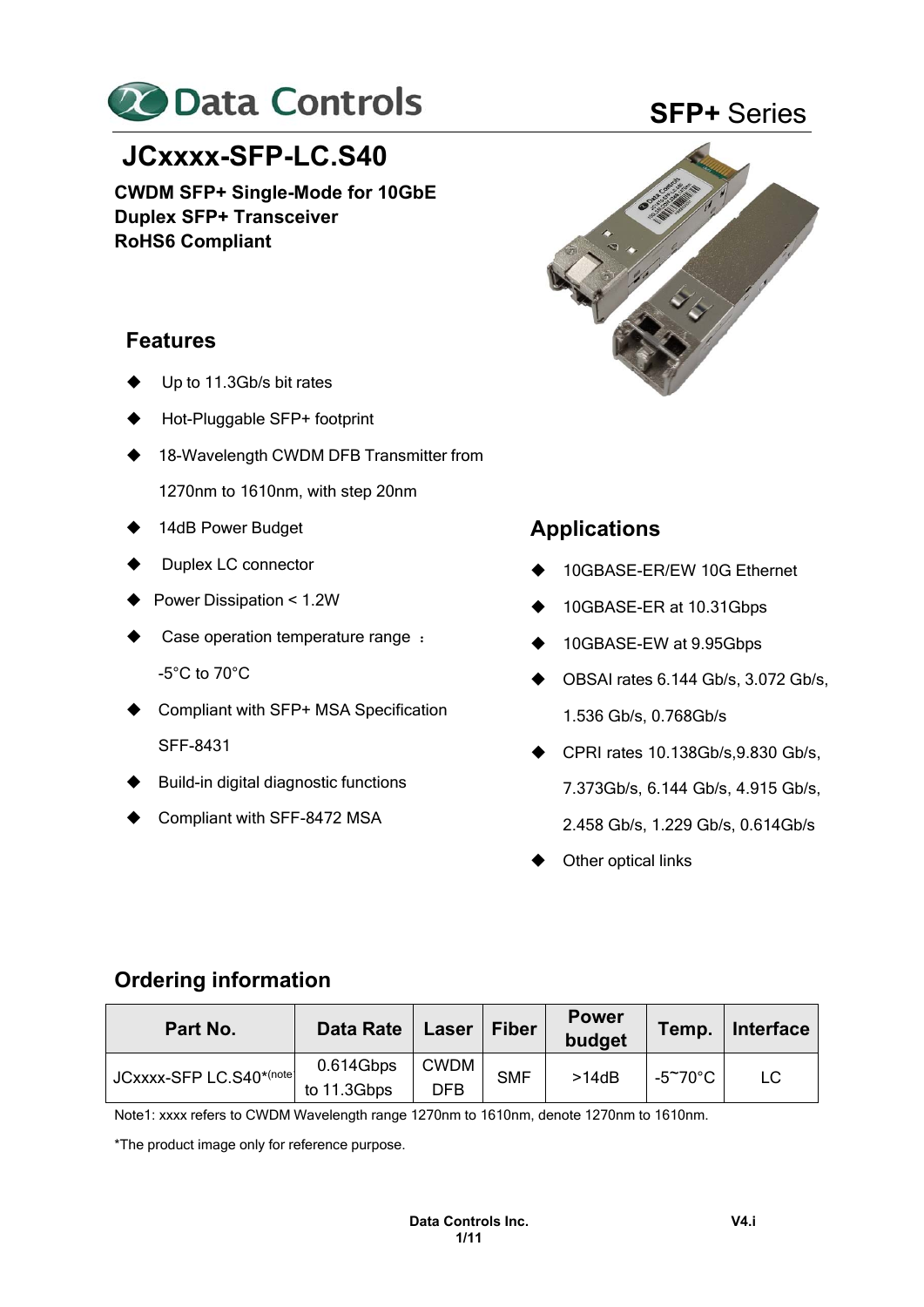Data Controls

SFP+ Series

# JCxxxx-SFP-LC.S40

**CWDM SFP+ Single-Mode for 10GbE**
**Duplex SFP+ Transceiver**
**RoHS6 Compliant**

## Features

- Up to 11.3Gb/s bit rates
- Hot-Pluggable SFP+ footprint
- 18-Wavelength CWDM DFB Transmitter from 1270nm to 1610nm, with step 20nm
- 14dB Power Budget
- Duplex LC connector
- Power Dissipation < 1.2W
- Case operation temperature range ： -5°C to 70°C
- Compliant with SFP+ MSA Specification SFF-8431
- Build-in digital diagnostic functions
- Compliant with SFF-8472 MSA

## Applications

- 10GBASE-ER/EW 10G Ethernet
- 10GBASE-ER at 10.31Gbps
- 10GBASE-EW at 9.95Gbps
- OBSAI rates 6.144 Gb/s, 3.072 Gb/s, 1.536 Gb/s, 0.768Gb/s
- CPRI rates 10.138Gb/s,9.830 Gb/s, 7.373Gb/s, 6.144 Gb/s, 4.915 Gb/s, 2.458 Gb/s, 1.229 Gb/s, 0.614Gb/s
- Other optical links

## Ordering information

| Part No. | Data Rate | Laser | Fiber | Power budget | Temp. | Interface |
|---|---|---|---|---|---|---|
| JCxxxx-SFP LC.S40*(note | 0.614Gbps to 11.3Gbps | CWDM DFB | SMF | >14dB | -5~70°C | LC |

Note1: xxxx refers to CWDM Wavelength range 1270nm to 1610nm, denote 1270nm to 1610nm.

*The product image only for reference purpose.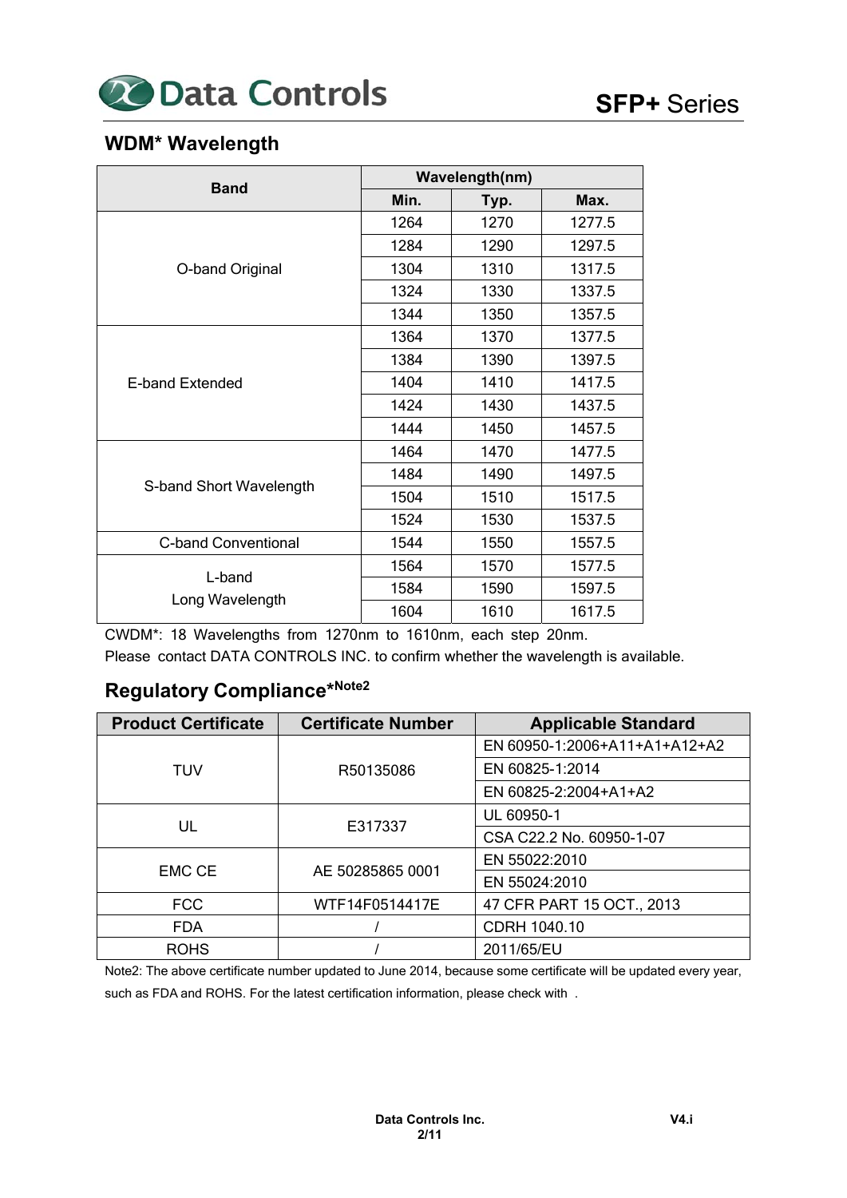## WDM* Wavelength

| Band | Wavelength(nm) | | |
|---|---|---|---|
| | Min. | Typ. | Max. |
| O-band Original | 1264 | 1270 | 1277.5 |
| | 1284 | 1290 | 1297.5 |
| | 1304 | 1310 | 1317.5 |
| | 1324 | 1330 | 1337.5 |
| | 1344 | 1350 | 1357.5 |
| E-band Extended | 1364 | 1370 | 1377.5 |
| | 1384 | 1390 | 1397.5 |
| | 1404 | 1410 | 1417.5 |
| | 1424 | 1430 | 1437.5 |
| | 1444 | 1450 | 1457.5 |
| S-band Short Wavelength | 1464 | 1470 | 1477.5 |
| | 1484 | 1490 | 1497.5 |
| | 1504 | 1510 | 1517.5 |
| | 1524 | 1530 | 1537.5 |
| C-band Conventional | 1544 | 1550 | 1557.5 |
| L-band Long Wavelength | 1564 | 1570 | 1577.5 |
| | 1584 | 1590 | 1597.5 |
| | 1604 | 1610 | 1617.5 |

CWDM*: 18 Wavelengths from 1270nm to 1610nm, each step 20nm.
Please contact DATA CONTROLS INC. to confirm whether the wavelength is available.

## Regulatory Compliance*Note2

| Product Certificate | Certificate Number | Applicable Standard |
|---|---|---|
| TUV | R50135086 | EN 60950-1:2006+A11+A1+A12+A2 |
| | | EN 60825-1:2014 |
| | | EN 60825-2:2004+A1+A2 |
| UL | E317337 | UL 60950-1 |
| | | CSA C22.2 No. 60950-1-07 |
| EMC CE | AE 50285865 0001 | EN 55022:2010 |
| | | EN 55024:2010 |
| FCC | WTF14F0514417E | 47 CFR PART 15 OCT., 2013 |
| FDA | / | CDRH 1040.10 |
| ROHS | / | 2011/65/EU |

Note2: The above certificate number updated to June 2014, because some certificate will be updated every year, such as FDA and ROHS. For the latest certification information, please check with .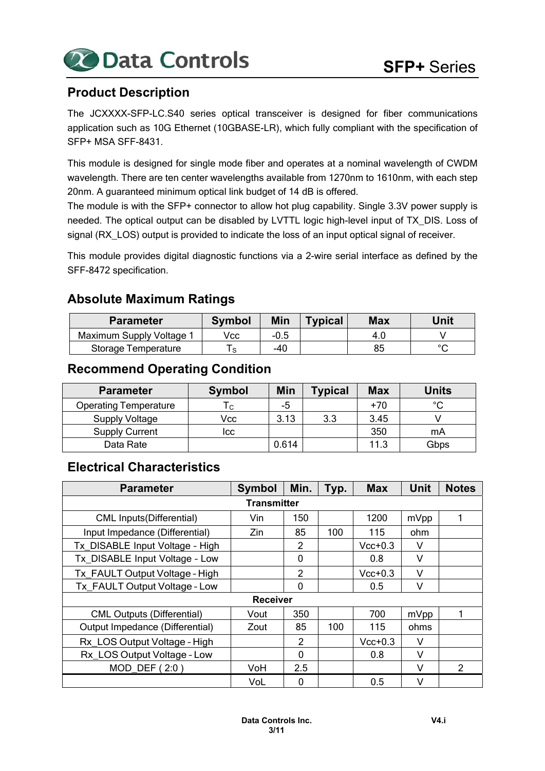## Product Description

The JCXXXX-SFP-LC.S40 series optical transceiver is designed for fiber communications application such as 10G Ethernet (10GBASE-LR), which fully compliant with the specification of SFP+ MSA SFF-8431.

This module is designed for single mode fiber and operates at a nominal wavelength of CWDM wavelength. There are ten center wavelengths available from 1270nm to 1610nm, with each step 20nm. A guaranteed minimum optical link budget of 14 dB is offered.

The module is with the SFP+ connector to allow hot plug capability. Single 3.3V power supply is needed. The optical output can be disabled by LVTTL logic high-level input of TX_DIS. Loss of signal (RX_LOS) output is provided to indicate the loss of an input optical signal of receiver.

This module provides digital diagnostic functions via a 2-wire serial interface as defined by the SFF-8472 specification.

## Absolute Maximum Ratings

| Parameter | Symbol | Min | Typical | Max | Unit |
|---|---|---|---|---|---|
| Maximum Supply Voltage 1 | Vcc | -0.5 | | 4.0 | V |
| Storage Temperature | $T_S$ | -40 | | 85 | °C |

## Recommend Operating Condition

| Parameter | Symbol | Min | Typical | Max | Units |
|---|---|---|---|---|---|
| Operating Temperature | $T_C$ | -5 | | +70 | °C |
| Supply Voltage | Vcc | 3.13 | 3.3 | 3.45 | V |
| Supply Current | Icc | | | 350 | mA |
| Data Rate | | 0.614 | | 11.3 | Gbps |

## Electrical Characteristics

| Parameter | Symbol | Min. | Typ. | Max | Unit | Notes |
|---|---|---|---|---|---|---|
| **Transmitter** | | | | | | |
| CML Inputs(Differential) | Vin | 150 | | 1200 | mVpp | 1 |
| Input Impedance (Differential) | Zin | 85 | 100 | 115 | ohm | |
| Tx_DISABLE Input Voltage - High | | 2 | | Vcc+0.3 | V | |
| Tx_DISABLE Input Voltage - Low | | 0 | | 0.8 | V | |
| Tx_FAULT Output Voltage - High | | 2 | | Vcc+0.3 | V | |
| Tx_FAULT Output Voltage - Low | | 0 | | 0.5 | V | |
| **Receiver** | | | | | | |
| CML Outputs (Differential) | Vout | 350 | | 700 | mVpp | 1 |
| Output Impedance (Differential) | Zout | 85 | 100 | 115 | ohms | |
| Rx_LOS Output Voltage - High | | 2 | | Vcc+0.3 | V | |
| Rx_LOS Output Voltage - Low | | 0 | | 0.8 | V | |
| MOD_DEF ( 2:0 ) | VoH | 2.5 | | | V | 2 |
| | VoL | 0 | | 0.5 | V | |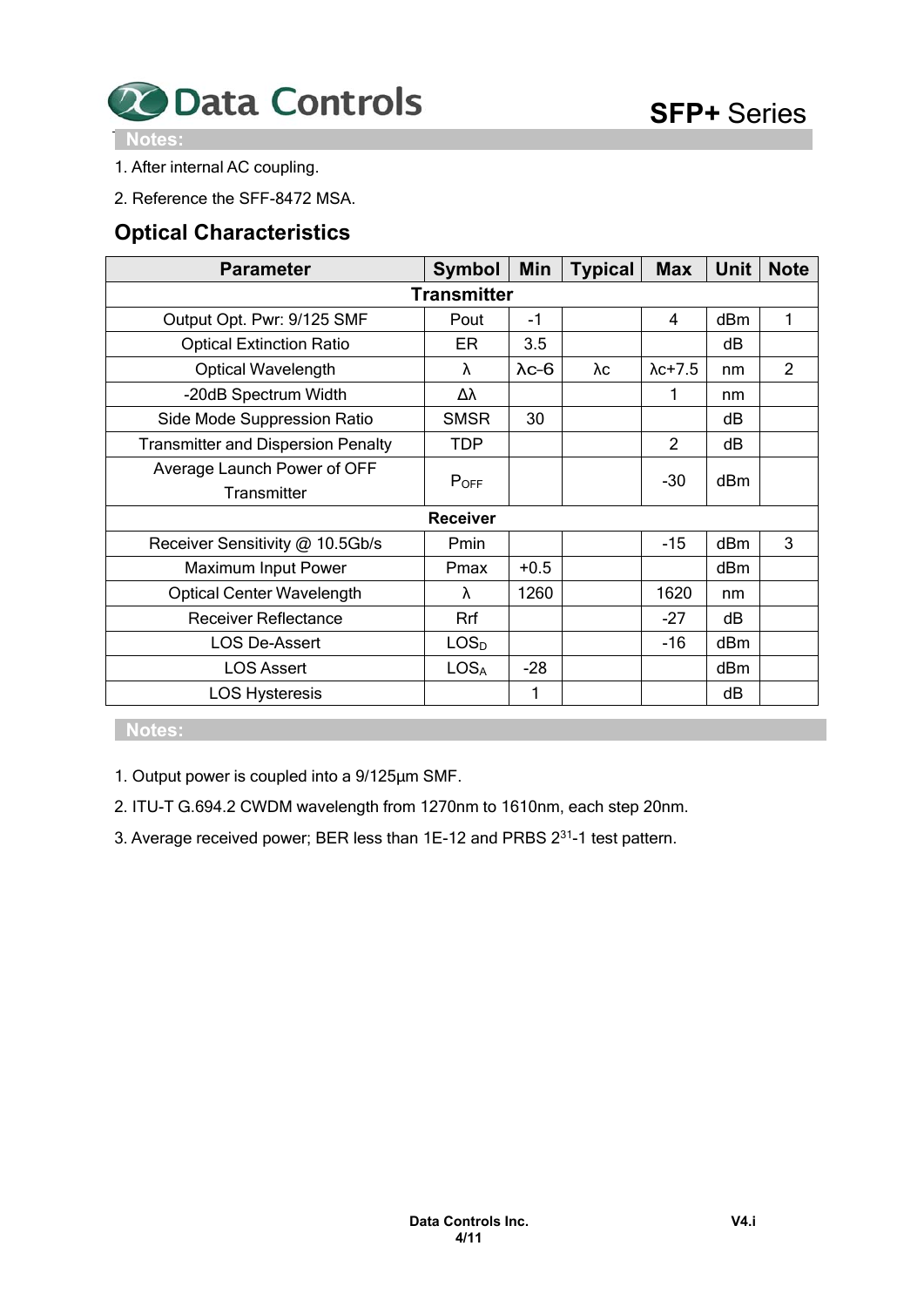**Notes:**

1. After internal AC coupling.
2. Reference the SFF-8472 MSA.

## Optical Characteristics

| Parameter | Symbol | Min | Typical | Max | Unit | Note |
|---|---|---|---|---|---|---|
| **Transmitter** | | | | | | |
| Output Opt. Pwr: 9/125 SMF | Pout | -1 | | 4 | dBm | 1 |
| Optical Extinction Ratio | ER | 3.5 | | | dB | |
| Optical Wavelength | λ | λc-6 | λc | λc+7.5 | nm | 2 |
| -20dB Spectrum Width | Δλ | | | 1 | nm | |
| Side Mode Suppression Ratio | SMSR | 30 | | | dB | |
| Transmitter and Dispersion Penalty | TDP | | | 2 | dB | |
| Average Launch Power of OFF Transmitter | $P_{OFF}$ | | | -30 | dBm | |
| **Receiver** | | | | | | |
| Receiver Sensitivity @ 10.5Gb/s | Pmin | | | -15 | dBm | 3 |
| Maximum Input Power | Pmax | +0.5 | | | dBm | |
| Optical Center Wavelength | λ | 1260 | | 1620 | nm | |
| Receiver Reflectance | Rrf | | | -27 | dB | |
| LOS De-Assert | $LOS_D$ | | | -16 | dBm | |
| LOS Assert | $LOS_A$ | -28 | | | dBm | |
| LOS Hysteresis | | 1 | | | dB | |

**Notes:**

1. Output power is coupled into a 9/125μm SMF.
2. ITU-T G.694.2 CWDM wavelength from 1270nm to 1610nm, each step 20nm.
3. Average received power; BER less than 1E-12 and PRBS $2^{31}$-1 test pattern.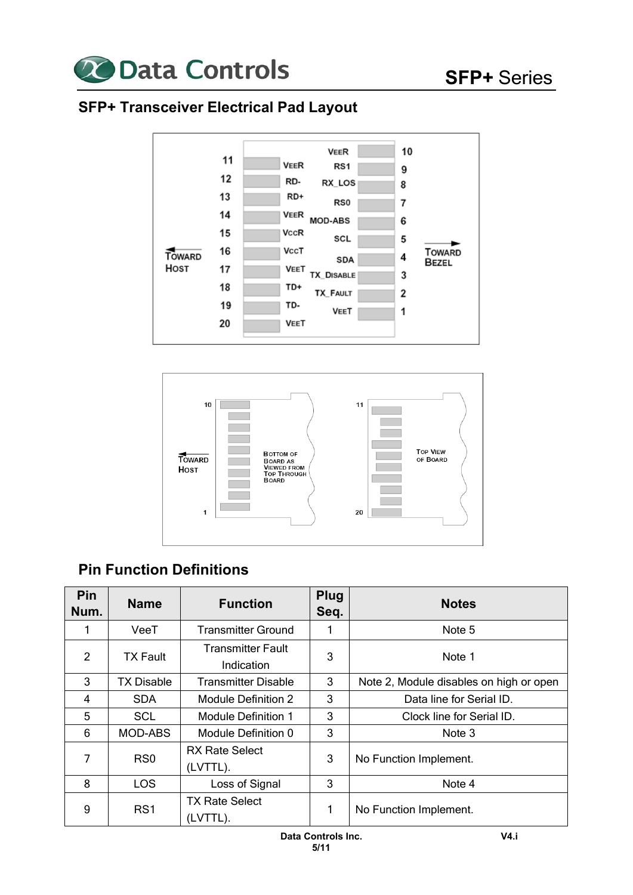## SFP+ Transceiver Electrical Pad Layout

## Pin Function Definitions

| Pin Num. | Name | Function | Plug Seq. | Notes |
|---|---|---|---|---|
| 1 | VeeT | Transmitter Ground | 1 | Note 5 |
| 2 | TX Fault | Transmitter Fault Indication | 3 | Note 1 |
| 3 | TX Disable | Transmitter Disable | 3 | Note 2, Module disables on high or open |
| 4 | SDA | Module Definition 2 | 3 | Data line for Serial ID. |
| 5 | SCL | Module Definition 1 | 3 | Clock line for Serial ID. |
| 6 | MOD-ABS | Module Definition 0 | 3 | Note 3 |
| 7 | RS0 | RX Rate Select (LVTTL). | 3 | No Function Implement. |
| 8 | LOS | Loss of Signal | 3 | Note 4 |
| 9 | RS1 | TX Rate Select (LVTTL). | 1 | No Function Implement. |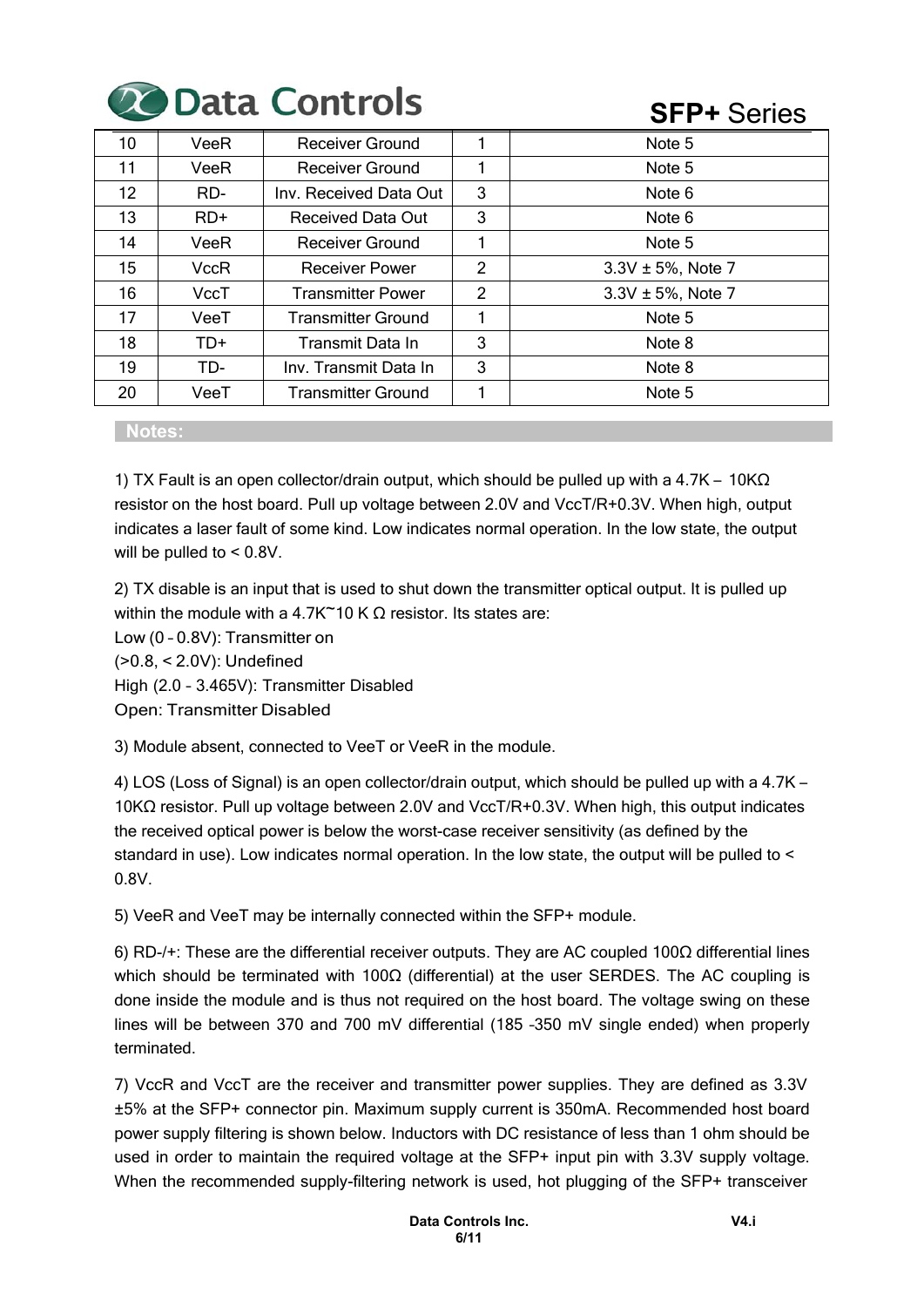| | | | | |
|---|---|---|---|---|
| 10 | VeeR | Receiver Ground | 1 | Note 5 |
| 11 | VeeR | Receiver Ground | 1 | Note 5 |
| 12 | RD- | Inv. Received Data Out | 3 | Note 6 |
| 13 | RD+ | Received Data Out | 3 | Note 6 |
| 14 | VeeR | Receiver Ground | 1 | Note 5 |
| 15 | VccR | Receiver Power | 2 | 3.3V ± 5%, Note 7 |
| 16 | VccT | Transmitter Power | 2 | 3.3V ± 5%, Note 7 |
| 17 | VeeT | Transmitter Ground | 1 | Note 5 |
| 18 | TD+ | Transmit Data In | 3 | Note 8 |
| 19 | TD- | Inv. Transmit Data In | 3 | Note 8 |
| 20 | VeeT | Transmitter Ground | 1 | Note 5 |

## Notes:

1) TX Fault is an open collector/drain output, which should be pulled up with a 4.7K – 10KΩ resistor on the host board. Pull up voltage between 2.0V and VccT/R+0.3V. When high, output indicates a laser fault of some kind. Low indicates normal operation. In the low state, the output will be pulled to < 0.8V.

2) TX disable is an input that is used to shut down the transmitter optical output. It is pulled up within the module with a 4.7K~10 K Ω resistor. Its states are:
Low (0 – 0.8V): Transmitter on
(>0.8, < 2.0V): Undefined
High (2.0 – 3.465V): Transmitter Disabled
Open: Transmitter Disabled

3) Module absent, connected to VeeT or VeeR in the module.

4) LOS (Loss of Signal) is an open collector/drain output, which should be pulled up with a 4.7K – 10KΩ resistor. Pull up voltage between 2.0V and VccT/R+0.3V. When high, this output indicates the received optical power is below the worst-case receiver sensitivity (as defined by the standard in use). Low indicates normal operation. In the low state, the output will be pulled to < 0.8V.

5) VeeR and VeeT may be internally connected within the SFP+ module.

6) RD-/+: These are the differential receiver outputs. They are AC coupled 100Ω differential lines which should be terminated with 100Ω (differential) at the user SERDES. The AC coupling is done inside the module and is thus not required on the host board. The voltage swing on these lines will be between 370 and 700 mV differential (185 –350 mV single ended) when properly terminated.

7) VccR and VccT are the receiver and transmitter power supplies. They are defined as 3.3V ±5% at the SFP+ connector pin. Maximum supply current is 350mA. Recommended host board power supply filtering is shown below. Inductors with DC resistance of less than 1 ohm should be used in order to maintain the required voltage at the SFP+ input pin with 3.3V supply voltage. When the recommended supply-filtering network is used, hot plugging of the SFP+ transceiver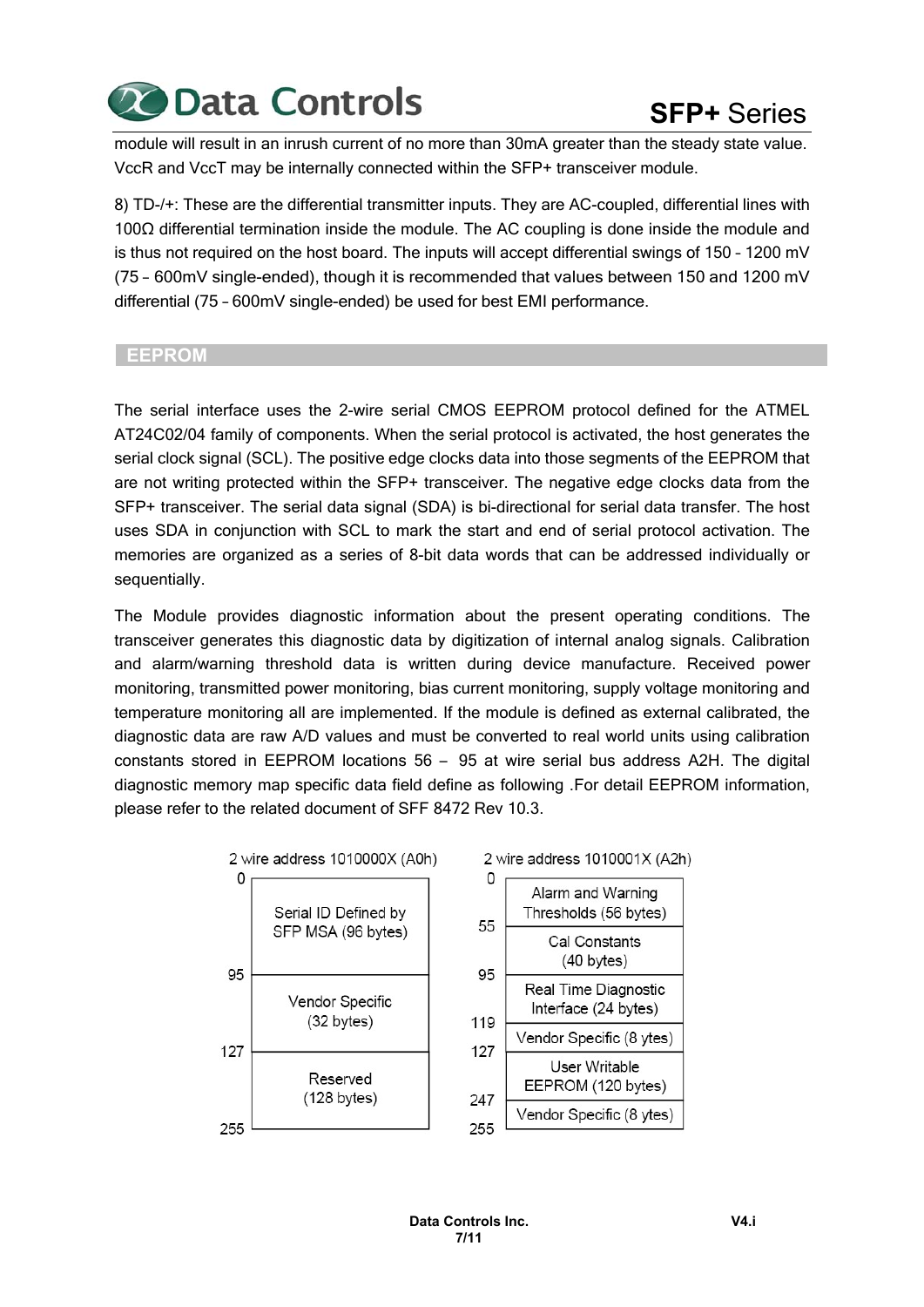module will result in an inrush current of no more than 30mA greater than the steady state value. VccR and VccT may be internally connected within the SFP+ transceiver module.

8) TD-/+: These are the differential transmitter inputs. They are AC-coupled, differential lines with 100Ω differential termination inside the module. The AC coupling is done inside the module and is thus not required on the host board. The inputs will accept differential swings of 150 – 1200 mV (75 – 600mV single-ended), though it is recommended that values between 150 and 1200 mV differential (75 – 600mV single-ended) be used for best EMI performance.

## EEPROM

The serial interface uses the 2-wire serial CMOS EEPROM protocol defined for the ATMEL AT24C02/04 family of components. When the serial protocol is activated, the host generates the serial clock signal (SCL). The positive edge clocks data into those segments of the EEPROM that are not writing protected within the SFP+ transceiver. The negative edge clocks data from the SFP+ transceiver. The serial data signal (SDA) is bi-directional for serial data transfer. The host uses SDA in conjunction with SCL to mark the start and end of serial protocol activation. The memories are organized as a series of 8-bit data words that can be addressed individually or sequentially.

The Module provides diagnostic information about the present operating conditions. The transceiver generates this diagnostic data by digitization of internal analog signals. Calibration and alarm/warning threshold data is written during device manufacture. Received power monitoring, transmitted power monitoring, bias current monitoring, supply voltage monitoring and temperature monitoring all are implemented. If the module is defined as external calibrated, the diagnostic data are raw A/D values and must be converted to real world units using calibration constants stored in EEPROM locations 56 – 95 at wire serial bus address A2H. The digital diagnostic memory map specific data field define as following .For detail EEPROM information, please refer to the related document of SFF 8472 Rev 10.3.

**2 wire address 1010000X (A0h)**

| Address | Content |
|---|---|
| 0 – 95 | Serial ID Defined by SFP MSA (96 bytes) |
| 95 – 127 | Vendor Specific (32 bytes) |
| 127 – 255 | Reserved (128 bytes) |

**2 wire address 1010001X (A2h)**

| Address | Content |
|---|---|
| 0 – 55 | Alarm and Warning Thresholds (56 bytes) |
| 55 – 95 | Cal Constants (40 bytes) |
| 95 – 119 | Real Time Diagnostic Interface (24 bytes) |
| 119 – 127 | Vendor Specific (8 ytes) |
| 127 – 247 | User Writable EEPROM (120 bytes) |
| 247 – 255 | Vendor Specific (8 ytes) |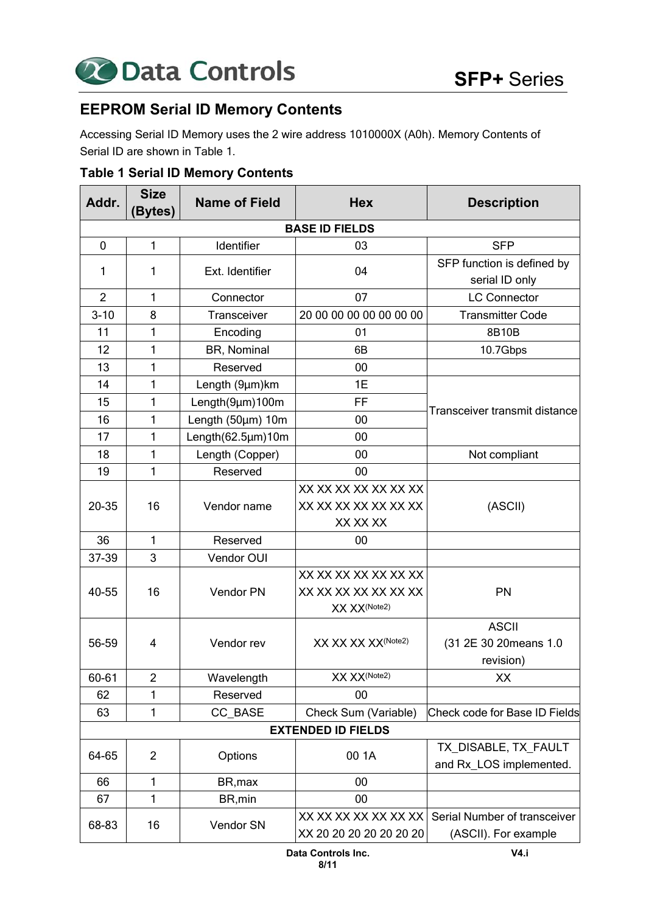## EEPROM Serial ID Memory Contents

Accessing Serial ID Memory uses the 2 wire address 1010000X (A0h). Memory Contents of Serial ID are shown in Table 1.

### Table 1 Serial ID Memory Contents

| Addr. | Size (Bytes) | Name of Field | Hex | Description |
|---|---|---|---|---|
| **BASE ID FIELDS** | | | | |
| 0 | 1 | Identifier | 03 | SFP |
| 1 | 1 | Ext. Identifier | 04 | SFP function is defined by serial ID only |
| 2 | 1 | Connector | 07 | LC Connector |
| 3-10 | 8 | Transceiver | 20 00 00 00 00 00 00 00 | Transmitter Code |
| 11 | 1 | Encoding | 01 | 8B10B |
| 12 | 1 | BR, Nominal | 6B | 10.7Gbps |
| 13 | 1 | Reserved | 00 | |
| 14 | 1 | Length (9µm)km | 1E | Transceiver transmit distance |
| 15 | 1 | Length(9µm)100m | FF | |
| 16 | 1 | Length (50µm) 10m | 00 | |
| 17 | 1 | Length(62.5µm)10m | 00 | |
| 18 | 1 | Length (Copper) | 00 | Not compliant |
| 19 | 1 | Reserved | 00 | |
| 20-35 | 16 | Vendor name | XX XX XX XX XX XX XX XX XX XX XX XX XX XX XX XX XX | (ASCII) |
| 36 | 1 | Reserved | 00 | |
| 37-39 | 3 | Vendor OUI | | |
| 40-55 | 16 | Vendor PN | XX XX XX XX XX XX XX XX XX XX XX XX XX XX XX XX (Note2) | PN |
| 56-59 | 4 | Vendor rev | XX XX XX XX (Note2) | ASCII (31 2E 30 20means 1.0 revision) |
| 60-61 | 2 | Wavelength | XX XX (Note2) | XX |
| 62 | 1 | Reserved | 00 | |
| 63 | 1 | CC_BASE | Check Sum (Variable) | Check code for Base ID Fields |
| **EXTENDED ID FIELDS** | | | | |
| 64-65 | 2 | Options | 00 1A | TX_DISABLE, TX_FAULT and Rx_LOS implemented. |
| 66 | 1 | BR,max | 00 | |
| 67 | 1 | BR,min | 00 | |
| 68-83 | 16 | Vendor SN | XX XX XX XX XX XX XX XX 20 20 20 20 20 20 20 | Serial Number of transceiver (ASCII). For example |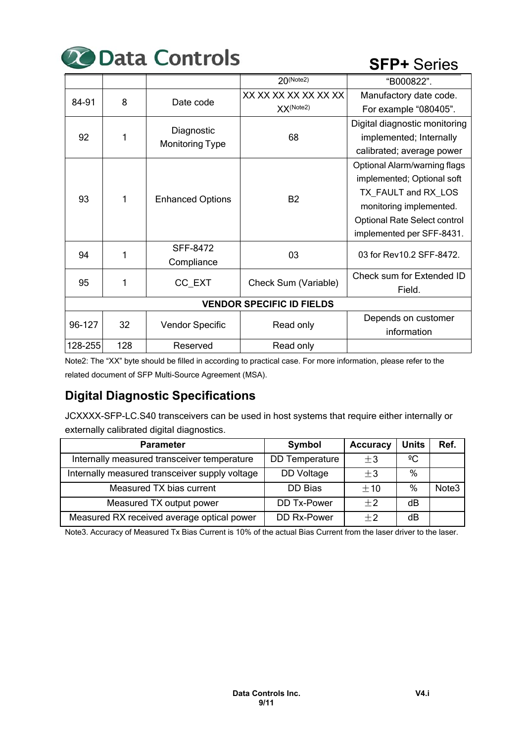|  |  |  | 20(Note2) | "B000822". |
| --- | --- | --- | --- | --- |
| 84-91 | 8 | Date code | XX XX XX XX XX XX XX XX(Note2) | Manufactory date code. For example "080405". |
| 92 | 1 | Diagnostic Monitoring Type | 68 | Digital diagnostic monitoring implemented; Internally calibrated; average power |
| 93 | 1 | Enhanced Options | B2 | Optional Alarm/warning flags implemented; Optional soft TX_FAULT and RX_LOS monitoring implemented. Optional Rate Select control implemented per SFF-8431. |
| 94 | 1 | SFF-8472 Compliance | 03 | 03 for Rev10.2 SFF-8472. |
| 95 | 1 | CC_EXT | Check Sum (Variable) | Check sum for Extended ID Field. |
| **VENDOR SPECIFIC ID FIELDS** |  |  |  |  |
| 96-127 | 32 | Vendor Specific | Read only | Depends on customer information |
| 128-255 | 128 | Reserved | Read only |  |

Note2: The "XX" byte should be filled in according to practical case. For more information, please refer to the related document of SFP Multi-Source Agreement (MSA).

## Digital Diagnostic Specifications

JCXXXX-SFP-LC.S40 transceivers can be used in host systems that require either internally or externally calibrated digital diagnostics.

| Parameter | Symbol | Accuracy | Units | Ref. |
| --- | --- | --- | --- | --- |
| Internally measured transceiver temperature | DD Temperature | ±3 | ºC |  |
| Internally measured transceiver supply voltage | DD Voltage | ±3 | % |  |
| Measured TX bias current | DD Bias | ±10 | % | Note3 |
| Measured TX output power | DD Tx-Power | ±2 | dB |  |
| Measured RX received average optical power | DD Rx-Power | ±2 | dB |  |

Note3. Accuracy of Measured Tx Bias Current is 10% of the actual Bias Current from the laser driver to the laser.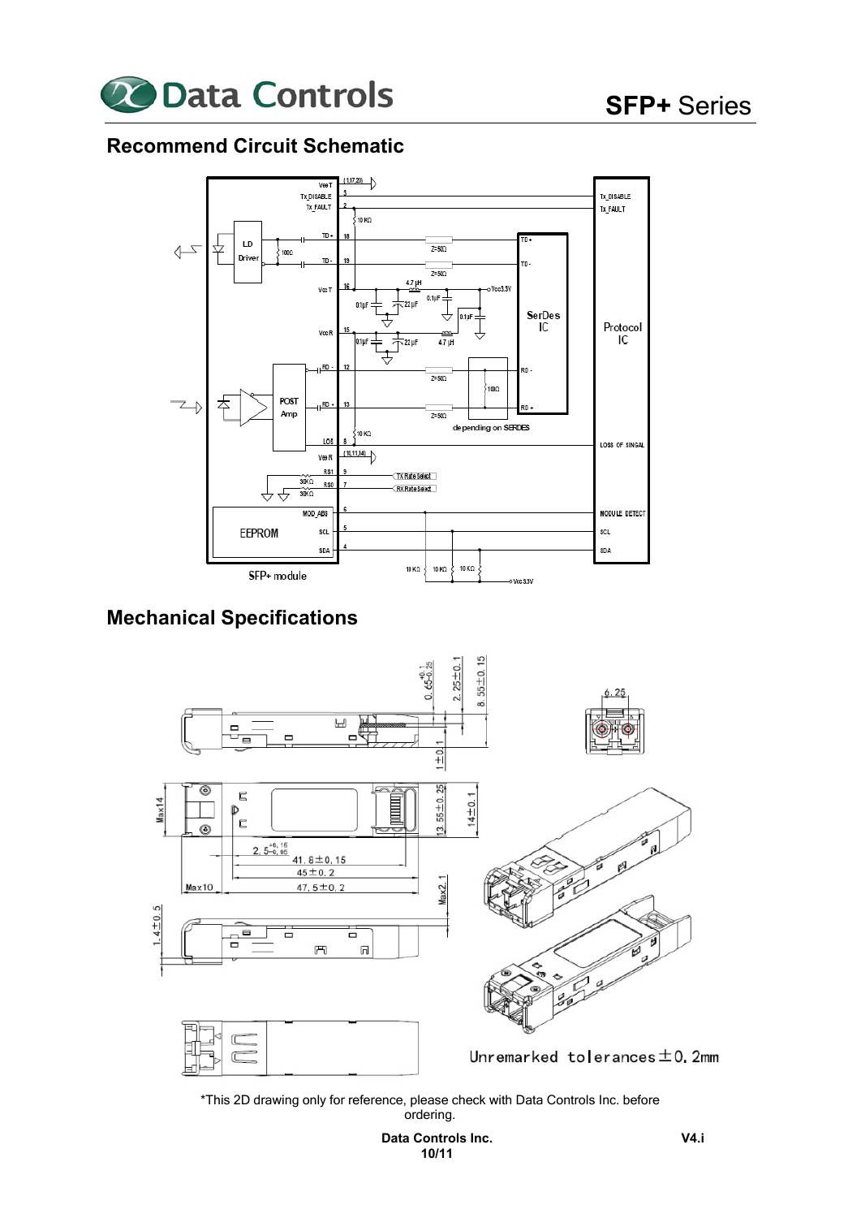## Recommend Circuit Schematic

## Mechanical Specifications

Unremarked tolerances ±0.2mm

*This 2D drawing only for reference, please check with Data Controls Inc. before ordering.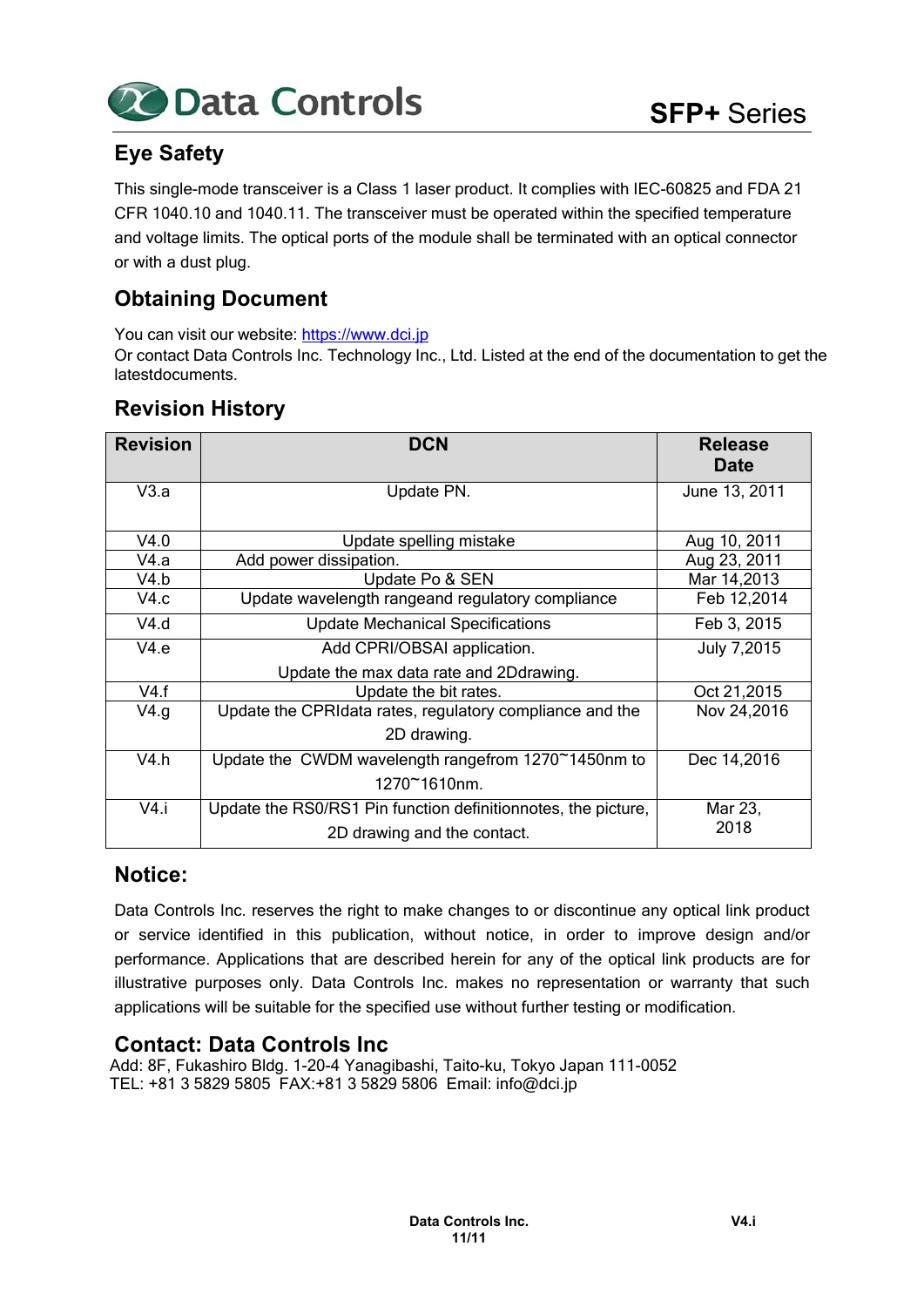## Eye Safety

This single-mode transceiver is a Class 1 laser product. It complies with IEC-60825 and FDA 21 CFR 1040.10 and 1040.11. The transceiver must be operated within the specified temperature and voltage limits. The optical ports of the module shall be terminated with an optical connector or with a dust plug.

## Obtaining Document

You can visit our website: https://www.dci.jp
Or contact Data Controls Inc. Technology Inc., Ltd. Listed at the end of the documentation to get the latestdocuments.

## Revision History

| Revision | DCN | Release Date |
|---|---|---|
| V3.a | Update PN. | June 13, 2011 |
| V4.0 | Update spelling mistake | Aug 10, 2011 |
| V4.a | Add power dissipation. | Aug 23, 2011 |
| V4.b | Update Po & SEN | Mar 14,2013 |
| V4.c | Update wavelength rangeand regulatory compliance | Feb 12,2014 |
| V4.d | Update Mechanical Specifications | Feb 3, 2015 |
| V4.e | Add CPRI/OBSAI application.<br>Update the max data rate and 2Ddrawing. | July 7,2015 |
| V4.f | Update the bit rates. | Oct 21,2015 |
| V4.g | Update the CPRIdata rates, regulatory compliance and the 2D drawing. | Nov 24,2016 |
| V4.h | Update the CWDM wavelength rangefrom 1270~1450nm to 1270~1610nm. | Dec 14,2016 |
| V4.i | Update the RS0/RS1 Pin function definitionnotes, the picture, 2D drawing and the contact. | Mar 23, 2018 |

## Notice:

Data Controls Inc. reserves the right to make changes to or discontinue any optical link product or service identified in this publication, without notice, in order to improve design and/or performance. Applications that are described herein for any of the optical link products are for illustrative purposes only. Data Controls Inc. makes no representation or warranty that such applications will be suitable for the specified use without further testing or modification.

## Contact: Data Controls Inc

Add: 8F, Fukashiro Bldg. 1-20-4 Yanagibashi, Taito-ku, Tokyo Japan 111-0052
TEL: +81 3 5829 5805 FAX:+81 3 5829 5806 Email: info@dci.jp